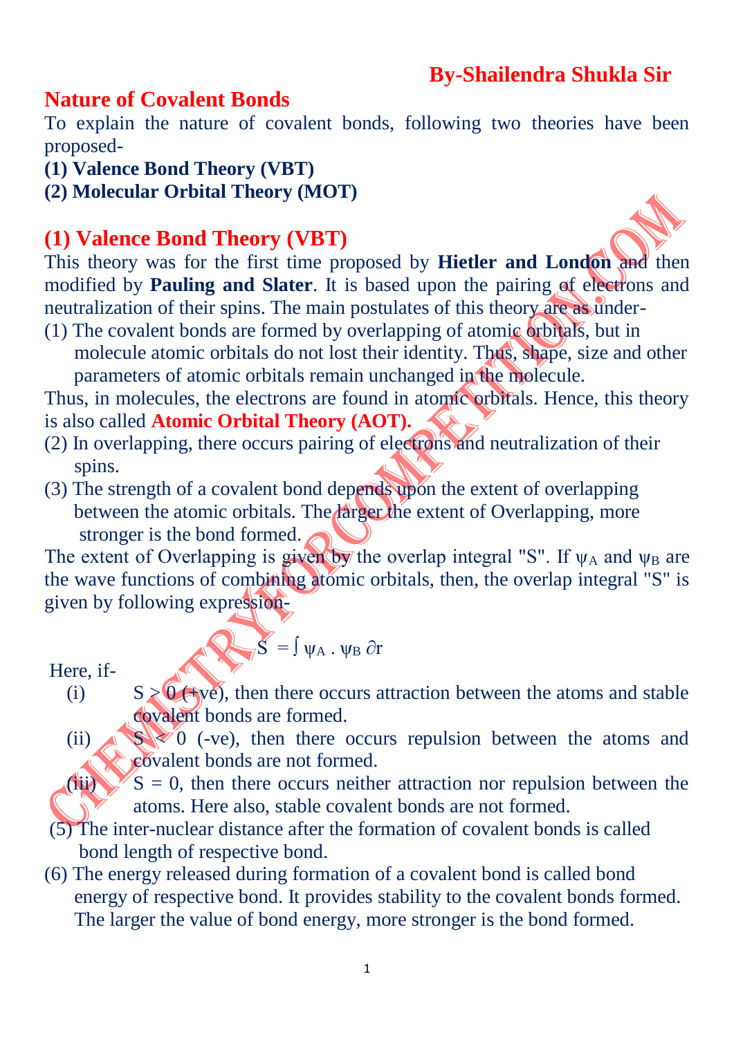**By-Shailendra Shukla Sir**

## Nature of Covalent Bonds

To explain the nature of covalent bonds, following two theories have been proposed-

**(1) Valence Bond Theory (VBT)**

**(2) Molecular Orbital Theory (MOT)**

## (1) Valence Bond Theory (VBT)

This theory was for the first time proposed by **Hietler and London** and then modified by **Pauling and Slater**. It is based upon the pairing of electrons and neutralization of their spins. The main postulates of this theory are as under-

(1) The covalent bonds are formed by overlapping of atomic orbitals, but in molecule atomic orbitals do not lost their identity. Thus, shape, size and other parameters of atomic orbitals remain unchanged in the molecule.

Thus, in molecules, the electrons are found in atomic orbitals. Hence, this theory is also called **Atomic Orbital Theory (AOT).**

(2) In overlapping, there occurs pairing of electrons and neutralization of their spins.

(3) The strength of a covalent bond depends upon the extent of overlapping between the atomic orbitals. The larger the extent of Overlapping, more stronger is the bond formed.

The extent of Overlapping is given by the overlap integral "S". If $\psi_A$ and $\psi_B$ are the wave functions of combining atomic orbitals, then, the overlap integral "S" is given by following expression-

$$S = \int \psi_A \cdot \psi_B \, \partial r$$

Here, if-

(i) $S > 0$ (+ve), then there occurs attraction between the atoms and stable covalent bonds are formed.

(ii) $S < 0$ (-ve), then there occurs repulsion between the atoms and covalent bonds are not formed.

(iii) $S = 0$, then there occurs neither attraction nor repulsion between the atoms. Here also, stable covalent bonds are not formed.

(5) The inter-nuclear distance after the formation of covalent bonds is called bond length of respective bond.

(6) The energy released during formation of a covalent bond is called bond energy of respective bond. It provides stability to the covalent bonds formed. The larger the value of bond energy, more stronger is the bond formed.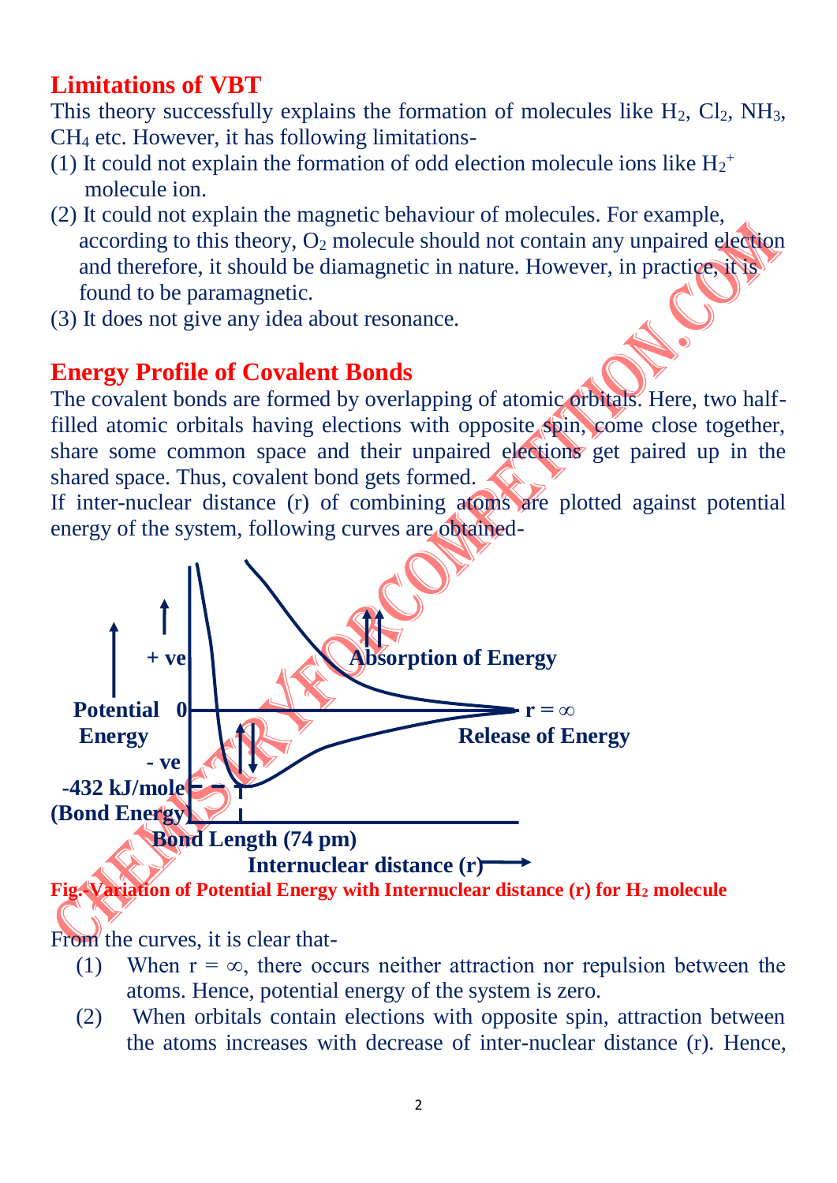## Limitations of VBT

This theory successfully explains the formation of molecules like $H_2$, $Cl_2$, $NH_3$, $CH_4$ etc. However, it has following limitations-

(1) It could not explain the formation of odd election molecule ions like $H_2^+$ molecule ion.

(2) It could not explain the magnetic behaviour of molecules. For example, according to this theory, $O_2$ molecule should not contain any unpaired election and therefore, it should be diamagnetic in nature. However, in practice, it is found to be paramagnetic.

(3) It does not give any idea about resonance.

## Energy Profile of Covalent Bonds

The covalent bonds are formed by overlapping of atomic orbitals. Here, two half-filled atomic orbitals having elections with opposite spin, come close together, share some common space and their unpaired elections get paired up in the shared space. Thus, covalent bond gets formed.

If inter-nuclear distance (r) of combining atoms are plotted against potential energy of the system, following curves are obtained-

**Fig.-Variation of Potential Energy with Internuclear distance (r) for $H_2$ molecule**

From the curves, it is clear that-

(1) When $r = \infty$, there occurs neither attraction nor repulsion between the atoms. Hence, potential energy of the system is zero.

(2) When orbitals contain elections with opposite spin, attraction between the atoms increases with decrease of inter-nuclear distance (r). Hence,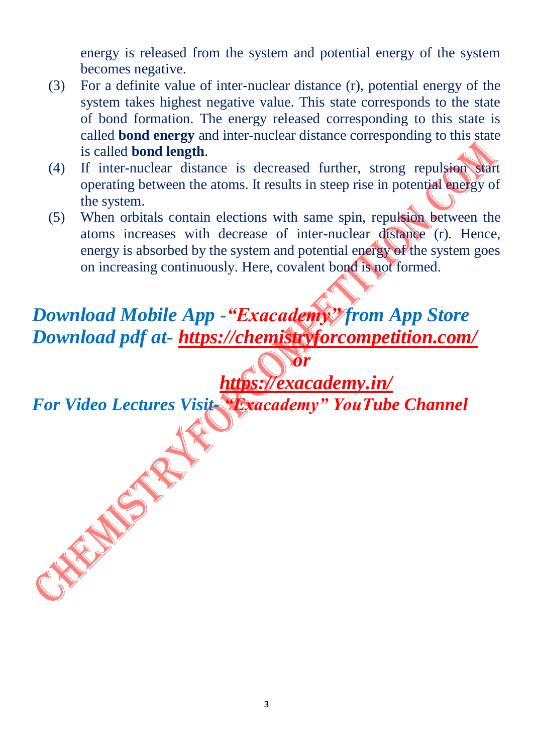energy is released from the system and potential energy of the system becomes negative.

(3) For a definite value of inter-nuclear distance (r), potential energy of the system takes highest negative value. This state corresponds to the state of bond formation. The energy released corresponding to this state is called **bond energy** and inter-nuclear distance corresponding to this state is called **bond length**.

(4) If inter-nuclear distance is decreased further, strong repulsion start operating between the atoms. It results in steep rise in potential energy of the system.

(5) When orbitals contain elections with same spin, repulsion between the atoms increases with decrease of inter-nuclear distance (r). Hence, energy is absorbed by the system and potential energy of the system goes on increasing continuously. Here, covalent bond is not formed.

***Download Mobile App -"Exacademy" from App Store***
***Download pdf at- https://chemistryforcompetition.com/***

***or***

***https://exacademy.in/***

***For Video Lectures Visit- "Exacademy" YouTube Channel***